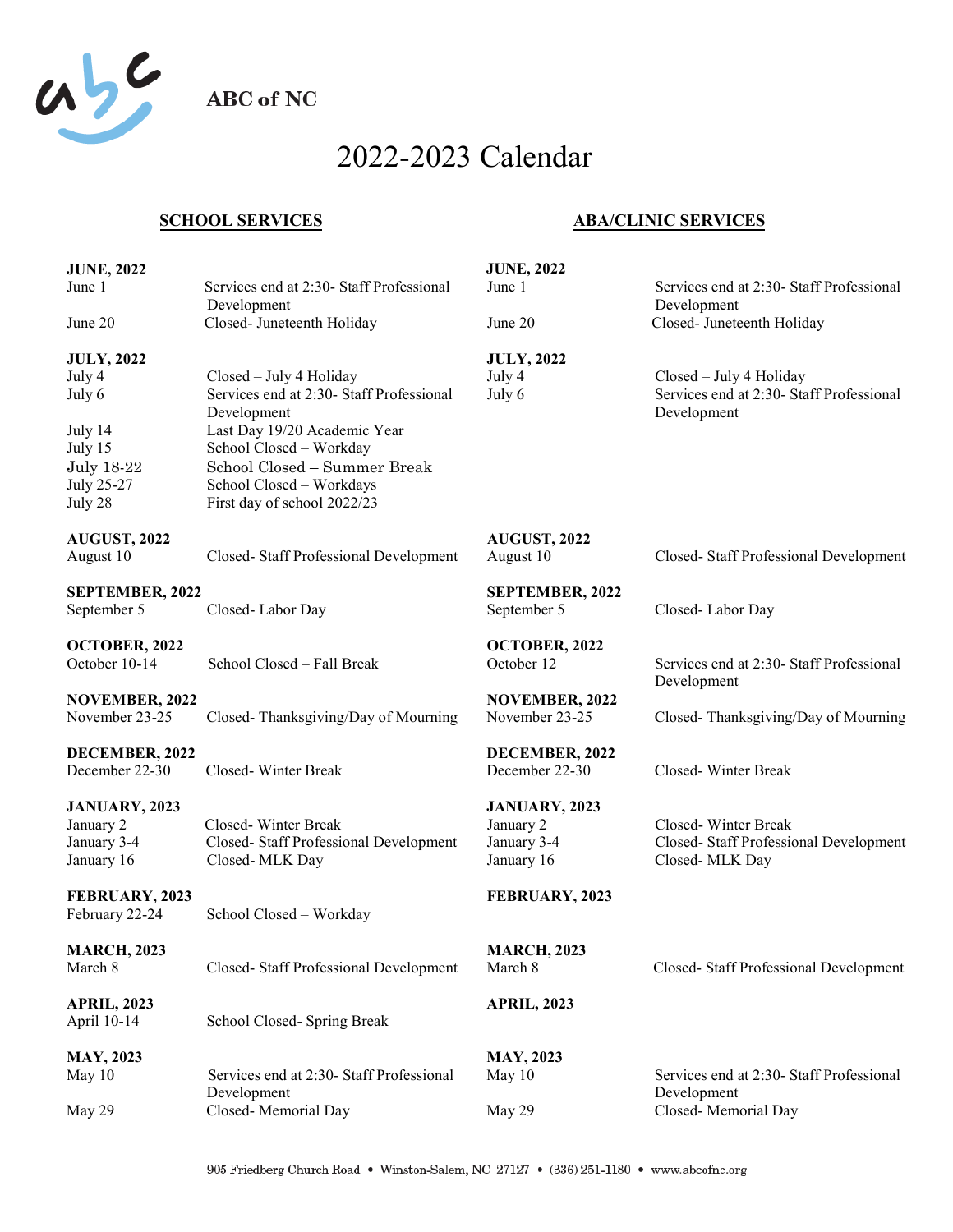**ABC of NC**

# 2022-2023 Calendar

## SCHOOL SERVICES

**JUNE, 2022**

| | |
|---|---|
| June 1 | Services end at 2:30- Staff Professional Development |
| June 20 | Closed- Juneteenth Holiday |

**JULY, 2022**

| | |
|---|---|
| July 4 | Closed – July 4 Holiday |
| July 6 | Services end at 2:30- Staff Professional Development |
| July 14 | Last Day 19/20 Academic Year |
| July 15 | School Closed – Workday |
| July 18-22 | School Closed – Summer Break |
| July 25-27 | School Closed – Workdays |
| July 28 | First day of school 2022/23 |

**AUGUST, 2022**

| | |
|---|---|
| August 10 | Closed- Staff Professional Development |

**SEPTEMBER, 2022**

| | |
|---|---|
| September 5 | Closed- Labor Day |

**OCTOBER, 2022**

| | |
|---|---|
| October 10-14 | School Closed – Fall Break |

**NOVEMBER, 2022**

| | |
|---|---|
| November 23-25 | Closed- Thanksgiving/Day of Mourning |

**DECEMBER, 2022**

| | |
|---|---|
| December 22-30 | Closed- Winter Break |

**JANUARY, 2023**

| | |
|---|---|
| January 2 | Closed- Winter Break |
| January 3-4 | Closed- Staff Professional Development |
| January 16 | Closed- MLK Day |

**FEBRUARY, 2023**

| | |
|---|---|
| February 22-24 | School Closed – Workday |

**MARCH, 2023**

| | |
|---|---|
| March 8 | Closed- Staff Professional Development |

**APRIL, 2023**

| | |
|---|---|
| April 10-14 | School Closed- Spring Break |

**MAY, 2023**

| | |
|---|---|
| May 10 | Services end at 2:30- Staff Professional Development |
| May 29 | Closed- Memorial Day |

## ABA/CLINIC SERVICES

**JUNE, 2022**

| | |
|---|---|
| June 1 | Services end at 2:30- Staff Professional Development |
| June 20 | Closed- Juneteenth Holiday |

**JULY, 2022**

| | |
|---|---|
| July 4 | Closed – July 4 Holiday |
| July 6 | Services end at 2:30- Staff Professional Development |

**AUGUST, 2022**

| | |
|---|---|
| August 10 | Closed- Staff Professional Development |

**SEPTEMBER, 2022**

| | |
|---|---|
| September 5 | Closed- Labor Day |

**OCTOBER, 2022**

| | |
|---|---|
| October 12 | Services end at 2:30- Staff Professional Development |

**NOVEMBER, 2022**

| | |
|---|---|
| November 23-25 | Closed- Thanksgiving/Day of Mourning |

**DECEMBER, 2022**

| | |
|---|---|
| December 22-30 | Closed- Winter Break |

**JANUARY, 2023**

| | |
|---|---|
| January 2 | Closed- Winter Break |
| January 3-4 | Closed- Staff Professional Development |
| January 16 | Closed- MLK Day |

**FEBRUARY, 2023**

**MARCH, 2023**

| | |
|---|---|
| March 8 | Closed- Staff Professional Development |

**APRIL, 2023**

**MAY, 2023**

| | |
|---|---|
| May 10 | Services end at 2:30- Staff Professional Development |
| May 29 | Closed- Memorial Day |

905 Friedberg Church Road • Winston-Salem, NC 27127 • (336) 251-1180 • www.abcofnc.org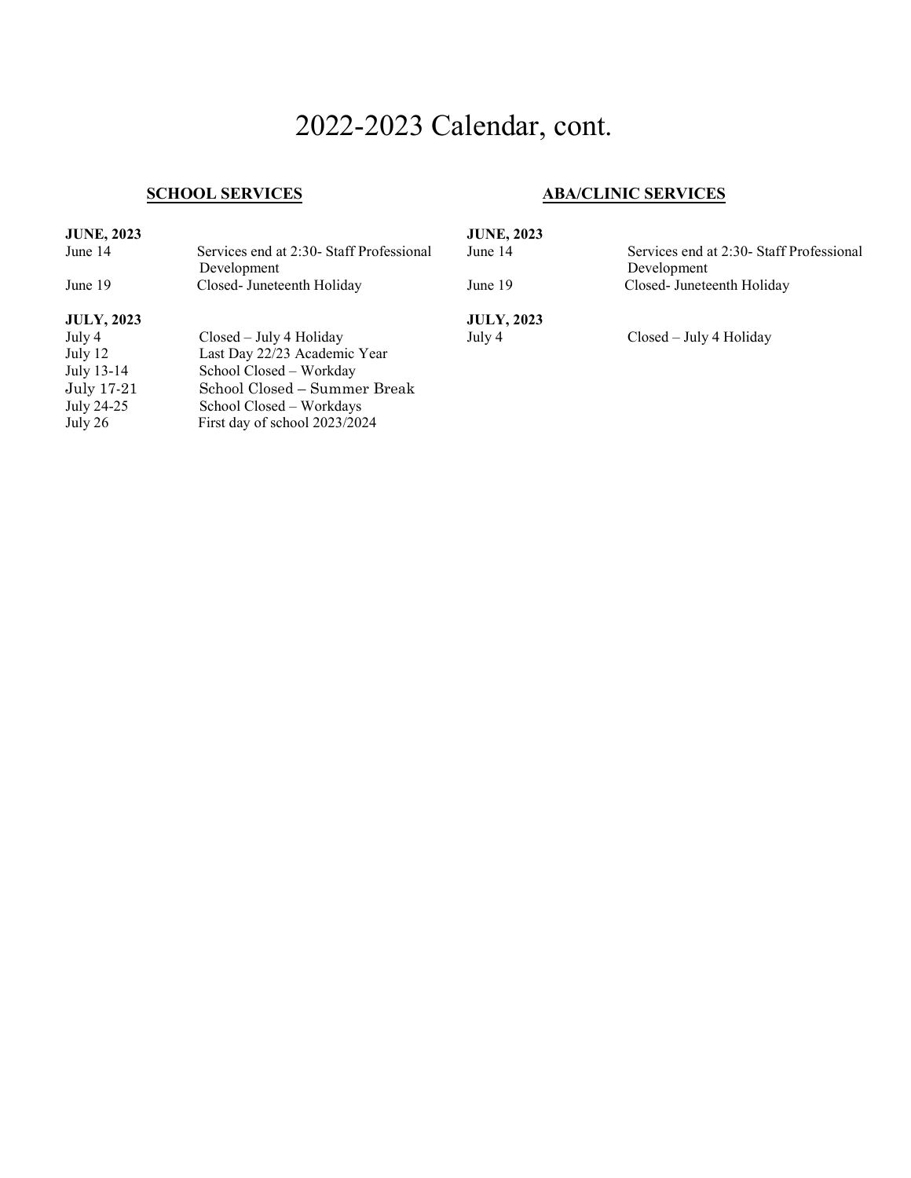# 2022-2023 Calendar, cont.

## SCHOOL SERVICES

**JUNE, 2023**

| | |
|---|---|
| June 14 | Services end at 2:30- Staff Professional Development |
| June 19 | Closed- Juneteenth Holiday |

**JULY, 2023**

| | |
|---|---|
| July 4 | Closed – July 4 Holiday |
| July 12 | Last Day 22/23 Academic Year |
| July 13-14 | School Closed – Workday |
| July 17-21 | School Closed – Summer Break |
| July 24-25 | School Closed – Workdays |
| July 26 | First day of school 2023/2024 |

## ABA/CLINIC SERVICES

**JUNE, 2023**

| | |
|---|---|
| June 14 | Services end at 2:30- Staff Professional Development |
| June 19 | Closed- Juneteenth Holiday |

**JULY, 2023**

| | |
|---|---|
| July 4 | Closed – July 4 Holiday |